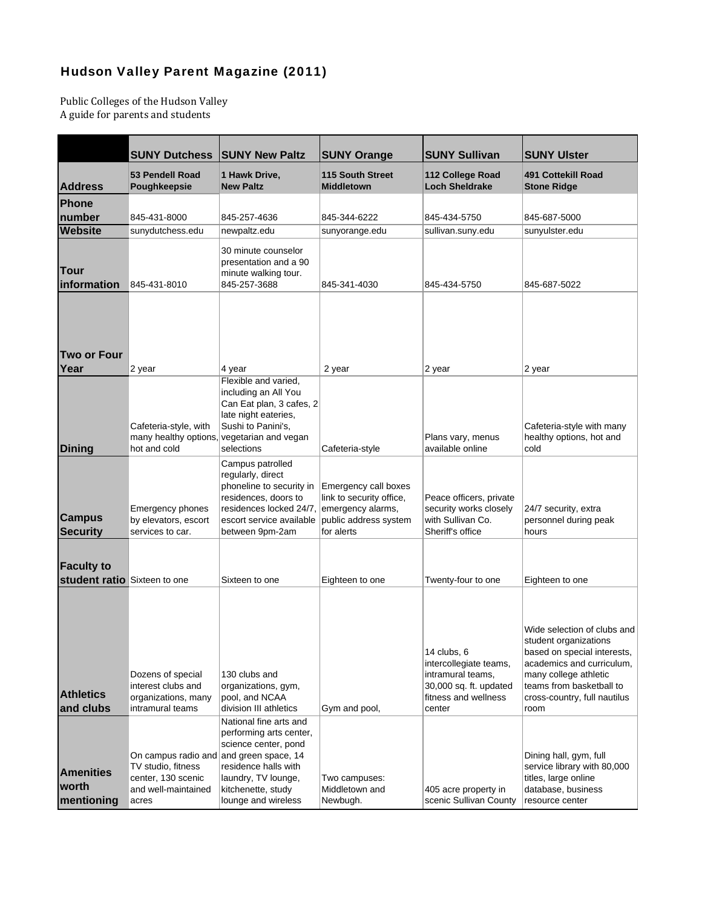# Hudson Valley Parent Magazine (2011)

Public Colleges of the Hudson Valley
A guide for parents and students

| | SUNY Dutchess | SUNY New Paltz | SUNY Orange | SUNY Sullivan | SUNY Ulster |
|---|---|---|---|---|---|
| **Address** | **53 Pendell Road Poughkeepsie** | **1 Hawk Drive, New Paltz** | **115 South Street Middletown** | **112 College Road Loch Sheldrake** | **491 Cottekill Road Stone Ridge** |
| **Phone number** | 845-431-8000 | 845-257-4636 | 845-344-6222 | 845-434-5750 | 845-687-5000 |
| **Website** | sunydutchess.edu | newpaltz.edu | sunyorange.edu | sullivan.suny.edu | sunyulster.edu |
| **Tour information** | 845-431-8010 | 30 minute counselor presentation and a 90 minute walking tour. 845-257-3688 | 845-341-4030 | 845-434-5750 | 845-687-5022 |
| **Two or Four Year** | 2 year | 4 year | 2 year | 2 year | 2 year |
| **Dining** | Cafeteria-style, with many healthy options, hot and cold | Flexible and varied, including an All You Can Eat plan, 3 cafes, 2 late night eateries, Sushi to Panini's, vegetarian and vegan selections | Cafeteria-style | Plans vary, menus available online | Cafeteria-style with many healthy options, hot and cold |
| **Campus Security** | Emergency phones by elevators, escort services to car. | Campus patrolled regularly, direct phoneline to security in residences, doors to residences locked 24/7, escort service available between 9pm-2am | Emergency call boxes link to security office, emergency alarms, public address system for alerts | Peace officers, private security works closely with Sullivan Co. Sheriff's office | 24/7 security, extra personnel during peak hours |
| **Faculty to student ratio** | Sixteen to one | Sixteen to one | Eighteen to one | Twenty-four to one | Eighteen to one |
| **Athletics and clubs** | Dozens of special interest clubs and organizations, many intramural teams | 130 clubs and organizations, gym, pool, and NCAA division III athletics | Gym and pool, | 14 clubs, 6 intercollegiate teams, intramural teams, 30,000 sq. ft. updated fitness and wellness center | Wide selection of clubs and student organizations based on special interests, academics and curriculum, many college athletic teams from basketball to cross-country, full nautilus room |
| **Amenities worth mentioning** | On campus radio and TV studio, fitness center, 130 scenic and well-maintained acres | National fine arts and performing arts center, science center, pond and green space, 14 residence halls with laundry, TV lounge, kitchenette, study lounge and wireless | Two campuses: Middletown and Newbugh. | 405 acre property in scenic Sullivan County | Dining hall, gym, full service library with 80,000 titles, large online database, business resource center |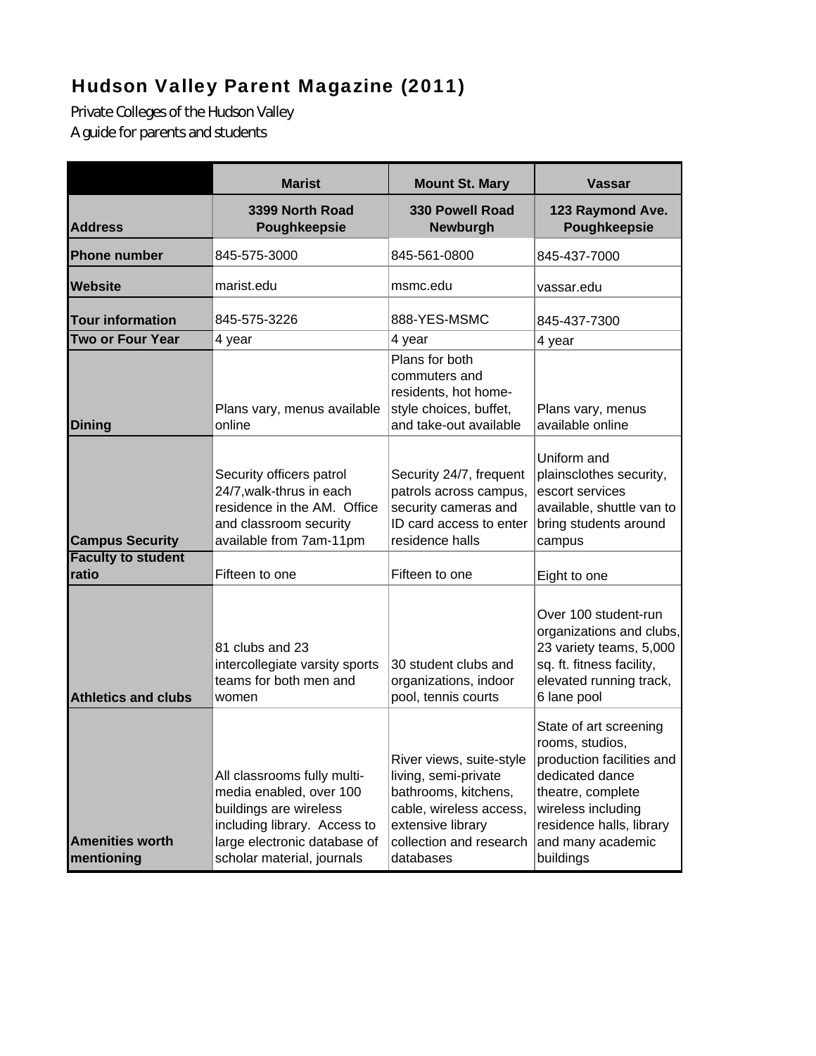## Hudson Valley Parent Magazine (2011)

Private Colleges of the Hudson Valley
A guide for parents and students

| | Marist | Mount St. Mary | Vassar |
|---|---|---|---|
| **Address** | **3399 North Road Poughkeepsie** | **330 Powell Road Newburgh** | **123 Raymond Ave. Poughkeepsie** |
| **Phone number** | 845-575-3000 | 845-561-0800 | 845-437-7000 |
| **Website** | marist.edu | msmc.edu | vassar.edu |
| **Tour information** | 845-575-3226 | 888-YES-MSMC | 845-437-7300 |
| **Two or Four Year** | 4 year | 4 year | 4 year |
| **Dining** | Plans vary, menus available online | Plans for both commuters and residents, hot home-style choices, buffet, and take-out available | Plans vary, menus available online |
| **Campus Security** | Security officers patrol 24/7,walk-thrus in each residence in the AM. Office and classroom security available from 7am-11pm | Security 24/7, frequent patrols across campus, security cameras and ID card access to enter residence halls | Uniform and plainsclothes security, escort services available, shuttle van to bring students around campus |
| **Faculty to student ratio** | Fifteen to one | Fifteen to one | Eight to one |
| **Athletics and clubs** | 81 clubs and 23 intercollegiate varsity sports teams for both men and women | 30 student clubs and organizations, indoor pool, tennis courts | Over 100 student-run organizations and clubs, 23 variety teams, 5,000 sq. ft. fitness facility, elevated running track, 6 lane pool |
| **Amenities worth mentioning** | All classrooms fully multi-media enabled, over 100 buildings are wireless including library. Access to large electronic database of scholar material, journals | River views, suite-style living, semi-private bathrooms, kitchens, cable, wireless access, extensive library collection and research databases | State of art screening rooms, studios, production facilities and dedicated dance theatre, complete wireless including residence halls, library and many academic buildings |